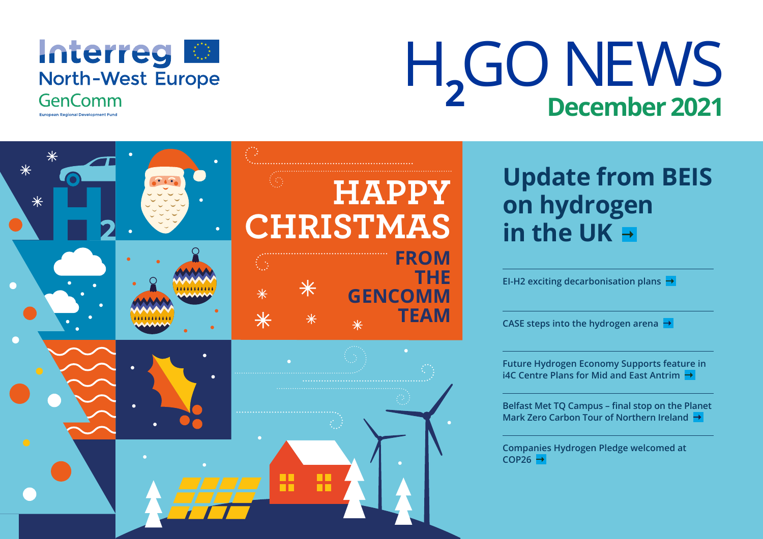Interreg North-West Europe
GenComm
European Regional Development Fund

# $H_2$GO NEWS

**December 2021**

HAPPY CHRISTMAS FROM THE GENCOMM TEAM

## Update from BEIS on hydrogen in the UK

EI-H2 exciting decarbonisation plans

CASE steps into the hydrogen arena

Future Hydrogen Economy Supports feature in i4C Centre Plans for Mid and East Antrim

Belfast Met TQ Campus – final stop on the Planet Mark Zero Carbon Tour of Northern Ireland

Companies Hydrogen Pledge welcomed at COP26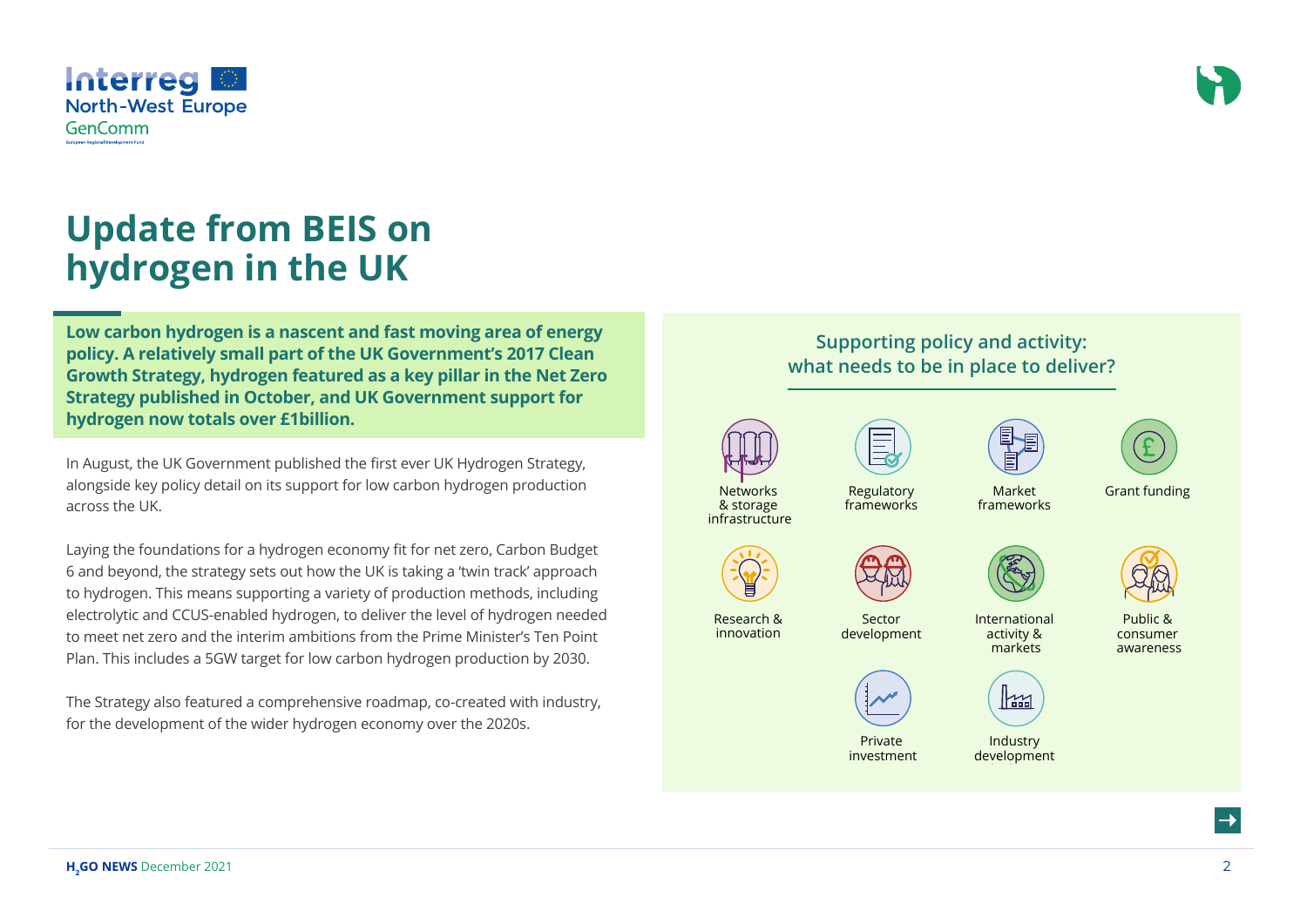# Update from BEIS on hydrogen in the UK

**Low carbon hydrogen is a nascent and fast moving area of energy policy. A relatively small part of the UK Government's 2017 Clean Growth Strategy, hydrogen featured as a key pillar in the Net Zero Strategy published in October, and UK Government support for hydrogen now totals over £1billion.**

In August, the UK Government published the first ever UK Hydrogen Strategy, alongside key policy detail on its support for low carbon hydrogen production across the UK.

Laying the foundations for a hydrogen economy fit for net zero, Carbon Budget 6 and beyond, the strategy sets out how the UK is taking a 'twin track' approach to hydrogen. This means supporting a variety of production methods, including electrolytic and CCUS-enabled hydrogen, to deliver the level of hydrogen needed to meet net zero and the interim ambitions from the Prime Minister's Ten Point Plan. This includes a 5GW target for low carbon hydrogen production by 2030.

The Strategy also featured a comprehensive roadmap, co-created with industry, for the development of the wider hydrogen economy over the 2020s.

## Supporting policy and activity: what needs to be in place to deliver?

- Networks & storage infrastructure
- Regulatory frameworks
- Market frameworks
- Grant funding
- Research & innovation
- Sector development
- International activity & markets
- Public & consumer awareness
- Private investment
- Industry development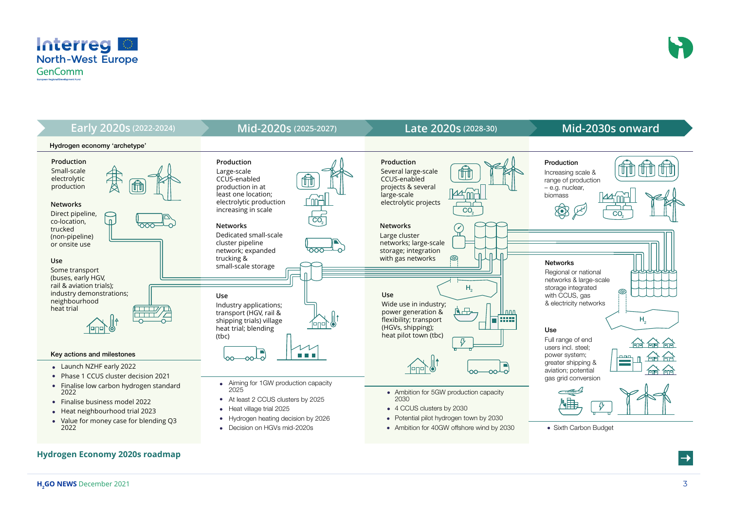# Hydrogen Economy 2020s roadmap

## Early 2020s (2022-2024)

**Hydrogen economy 'archetype'**

**Production**

Small-scale electrolytic production

**Networks**

Direct pipeline, co-location, trucked (non-pipeline) or onsite use

**Use**

Some transport (buses, early HGV, rail & aviation trials); industry demonstrations; neighbourhood heat trial

**Key actions and milestones**

- Launch NZHF early 2022
- Phase 1 CCUS cluster decision 2021
- Finalise low carbon hydrogen standard 2022
- Finalise business model 2022
- Heat neighbourhood trial 2023
- Value for money case for blending Q3 2022

## Mid-2020s (2025-2027)

**Production**

Large-scale CCUS-enabled production in at least one location; electrolytic production increasing in scale

**Networks**

Dedicated small-scale cluster pipeline network; expanded trucking & small-scale storage

**Use**

Industry applications; transport (HGV, rail & shipping trials) village heat trial; blending (tbc)

- Aiming for 1GW production capacity 2025
- At least 2 CCUS clusters by 2025
- Heat village trial 2025
- Hydrogen heating decision by 2026
- Decision on HGVs mid-2020s

## Late 2020s (2028-30)

**Production**

Several large-scale CCUS-enabled projects & several large-scale electrolytic projects

**Networks**

Large cluster networks; large-scale storage; integration with gas networks

**Use**

Wide use in industry; power generation & flexibility; transport (HGVs, shipping); heat pilot town (tbc)

- Ambition for 5GW production capacity 2030
- 4 CCUS clusters by 2030
- Potential pilot hydrogen town by 2030
- Ambition for 40GW offshore wind by 2030

## Mid-2030s onward

**Production**

Increasing scale & range of production – e.g. nuclear, biomass

**Networks**

Regional or national networks & large-scale storage integrated with CCUS, gas & electricity networks

**Use**

Full range of end users incl. steel; power system; greater shipping & aviation; potential gas grid conversion

- Sixth Carbon Budget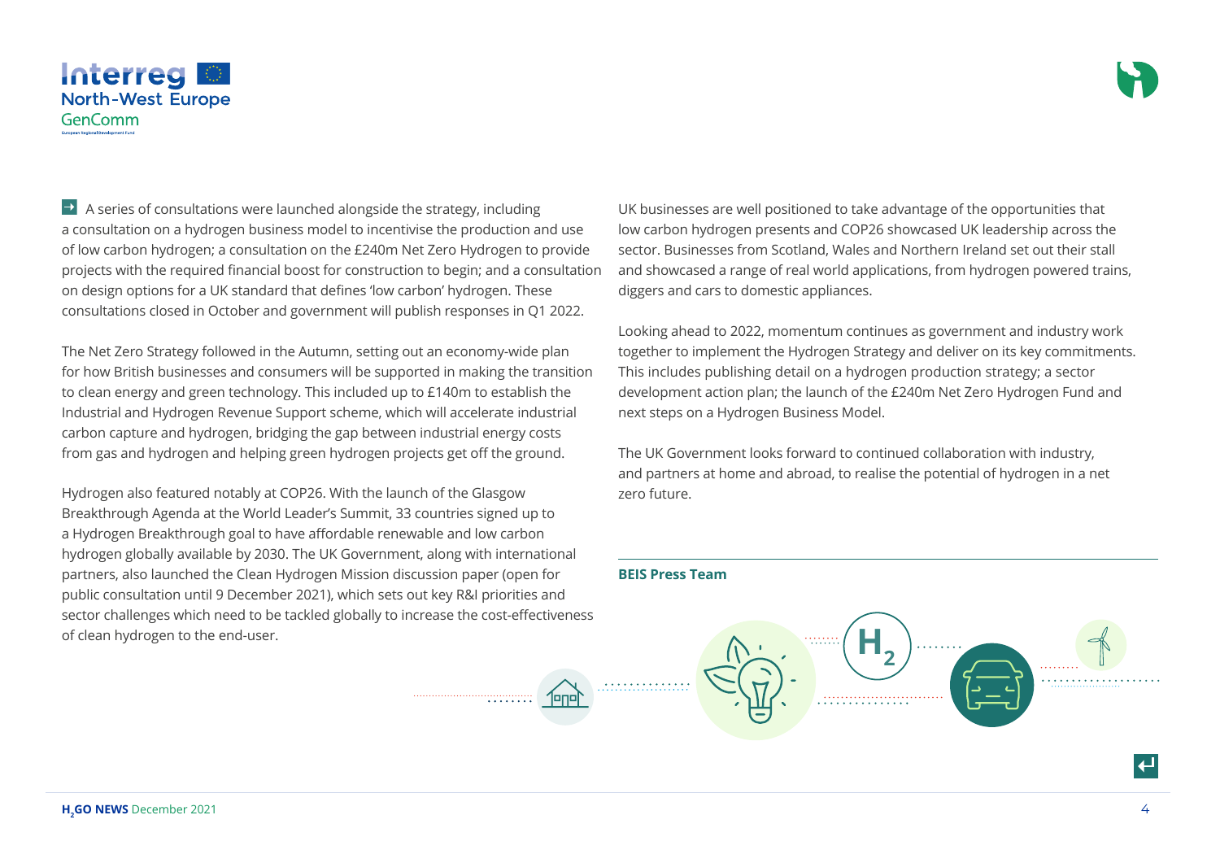A series of consultations were launched alongside the strategy, including a consultation on a hydrogen business model to incentivise the production and use of low carbon hydrogen; a consultation on the £240m Net Zero Hydrogen to provide projects with the required financial boost for construction to begin; and a consultation on design options for a UK standard that defines 'low carbon' hydrogen. These consultations closed in October and government will publish responses in Q1 2022.

The Net Zero Strategy followed in the Autumn, setting out an economy-wide plan for how British businesses and consumers will be supported in making the transition to clean energy and green technology. This included up to £140m to establish the Industrial and Hydrogen Revenue Support scheme, which will accelerate industrial carbon capture and hydrogen, bridging the gap between industrial energy costs from gas and hydrogen and helping green hydrogen projects get off the ground.

Hydrogen also featured notably at COP26. With the launch of the Glasgow Breakthrough Agenda at the World Leader's Summit, 33 countries signed up to a Hydrogen Breakthrough goal to have affordable renewable and low carbon hydrogen globally available by 2030. The UK Government, along with international partners, also launched the Clean Hydrogen Mission discussion paper (open for public consultation until 9 December 2021), which sets out key R&I priorities and sector challenges which need to be tackled globally to increase the cost-effectiveness of clean hydrogen to the end-user.

UK businesses are well positioned to take advantage of the opportunities that low carbon hydrogen presents and COP26 showcased UK leadership across the sector. Businesses from Scotland, Wales and Northern Ireland set out their stall and showcased a range of real world applications, from hydrogen powered trains, diggers and cars to domestic appliances.

Looking ahead to 2022, momentum continues as government and industry work together to implement the Hydrogen Strategy and deliver on its key commitments. This includes publishing detail on a hydrogen production strategy; a sector development action plan; the launch of the £240m Net Zero Hydrogen Fund and next steps on a Hydrogen Business Model.

The UK Government looks forward to continued collaboration with industry, and partners at home and abroad, to realise the potential of hydrogen in a net zero future.

**BEIS Press Team**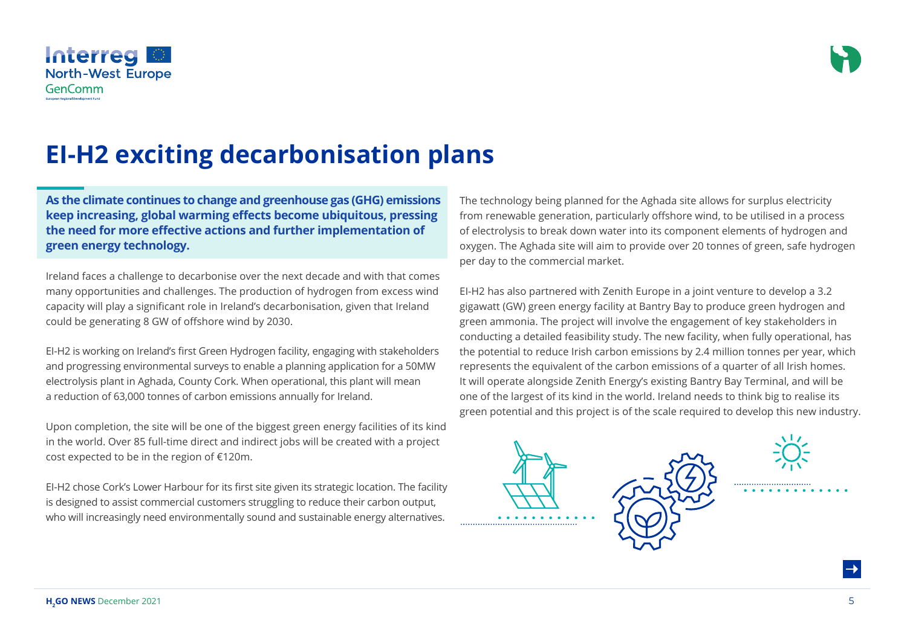# EI-H2 exciting decarbonisation plans

**As the climate continues to change and greenhouse gas (GHG) emissions keep increasing, global warming effects become ubiquitous, pressing the need for more effective actions and further implementation of green energy technology.**

Ireland faces a challenge to decarbonise over the next decade and with that comes many opportunities and challenges. The production of hydrogen from excess wind capacity will play a significant role in Ireland's decarbonisation, given that Ireland could be generating 8 GW of offshore wind by 2030.

EI-H2 is working on Ireland's first Green Hydrogen facility, engaging with stakeholders and progressing environmental surveys to enable a planning application for a 50MW electrolysis plant in Aghada, County Cork. When operational, this plant will mean a reduction of 63,000 tonnes of carbon emissions annually for Ireland.

Upon completion, the site will be one of the biggest green energy facilities of its kind in the world. Over 85 full-time direct and indirect jobs will be created with a project cost expected to be in the region of €120m.

EI-H2 chose Cork's Lower Harbour for its first site given its strategic location. The facility is designed to assist commercial customers struggling to reduce their carbon output, who will increasingly need environmentally sound and sustainable energy alternatives.

The technology being planned for the Aghada site allows for surplus electricity from renewable generation, particularly offshore wind, to be utilised in a process of electrolysis to break down water into its component elements of hydrogen and oxygen. The Aghada site will aim to provide over 20 tonnes of green, safe hydrogen per day to the commercial market.

EI-H2 has also partnered with Zenith Europe in a joint venture to develop a 3.2 gigawatt (GW) green energy facility at Bantry Bay to produce green hydrogen and green ammonia. The project will involve the engagement of key stakeholders in conducting a detailed feasibility study. The new facility, when fully operational, has the potential to reduce Irish carbon emissions by 2.4 million tonnes per year, which represents the equivalent of the carbon emissions of a quarter of all Irish homes. It will operate alongside Zenith Energy's existing Bantry Bay Terminal, and will be one of the largest of its kind in the world. Ireland needs to think big to realise its green potential and this project is of the scale required to develop this new industry.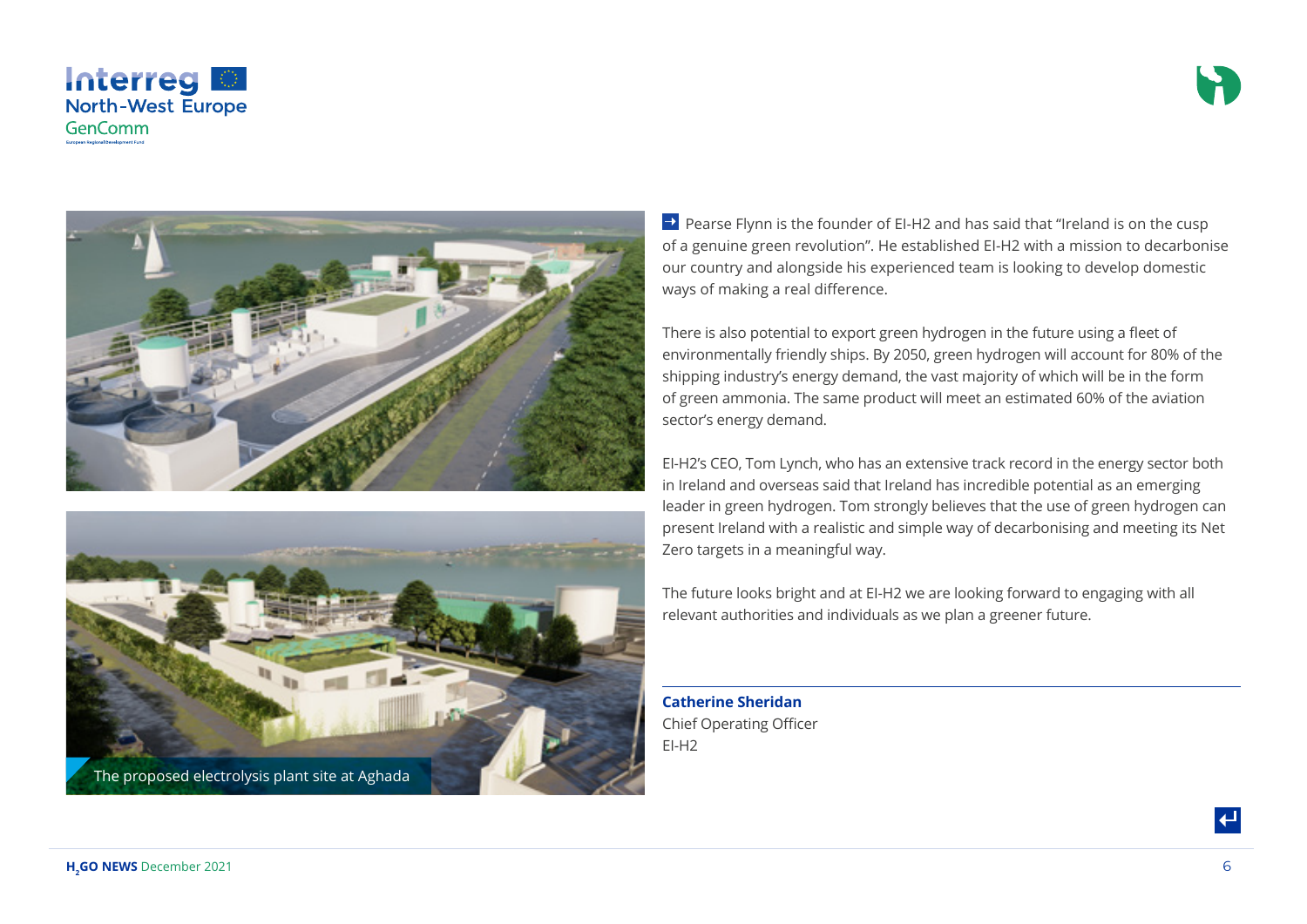The proposed electrolysis plant site at Aghada

Pearse Flynn is the founder of EI-H2 and has said that "Ireland is on the cusp of a genuine green revolution". He established EI-H2 with a mission to decarbonise our country and alongside his experienced team is looking to develop domestic ways of making a real difference.

There is also potential to export green hydrogen in the future using a fleet of environmentally friendly ships. By 2050, green hydrogen will account for 80% of the shipping industry's energy demand, the vast majority of which will be in the form of green ammonia. The same product will meet an estimated 60% of the aviation sector's energy demand.

EI-H2's CEO, Tom Lynch, who has an extensive track record in the energy sector both in Ireland and overseas said that Ireland has incredible potential as an emerging leader in green hydrogen. Tom strongly believes that the use of green hydrogen can present Ireland with a realistic and simple way of decarbonising and meeting its Net Zero targets in a meaningful way.

The future looks bright and at EI-H2 we are looking forward to engaging with all relevant authorities and individuals as we plan a greener future.

---

**Catherine Sheridan**
Chief Operating Officer
EI-H2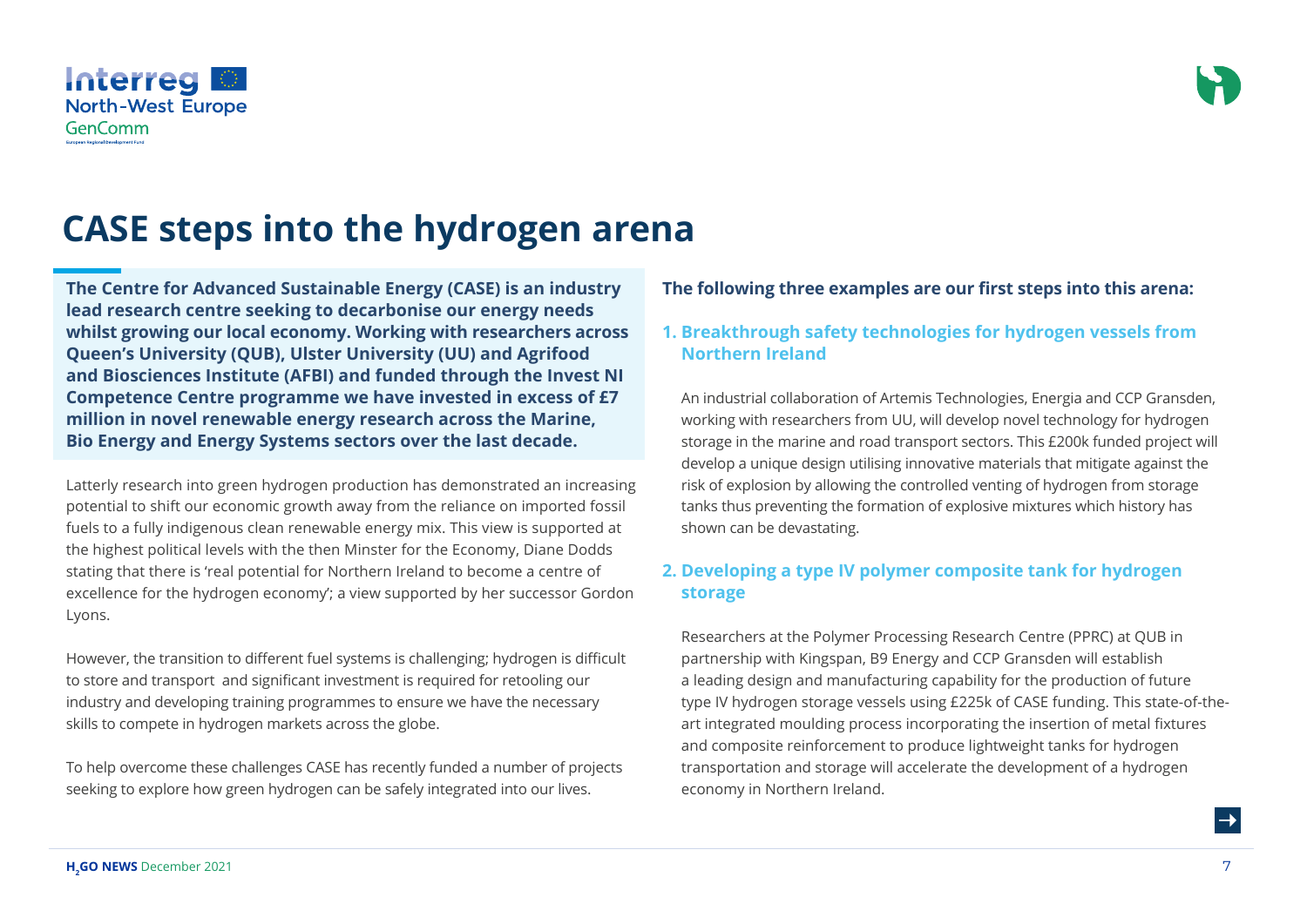# CASE steps into the hydrogen arena

**The Centre for Advanced Sustainable Energy (CASE) is an industry lead research centre seeking to decarbonise our energy needs whilst growing our local economy. Working with researchers across Queen's University (QUB), Ulster University (UU) and Agrifood and Biosciences Institute (AFBI) and funded through the Invest NI Competence Centre programme we have invested in excess of £7 million in novel renewable energy research across the Marine, Bio Energy and Energy Systems sectors over the last decade.**

Latterly research into green hydrogen production has demonstrated an increasing potential to shift our economic growth away from the reliance on imported fossil fuels to a fully indigenous clean renewable energy mix. This view is supported at the highest political levels with the then Minster for the Economy, Diane Dodds stating that there is 'real potential for Northern Ireland to become a centre of excellence for the hydrogen economy'; a view supported by her successor Gordon Lyons.

However, the transition to different fuel systems is challenging; hydrogen is difficult to store and transport and significant investment is required for retooling our industry and developing training programmes to ensure we have the necessary skills to compete in hydrogen markets across the globe.

To help overcome these challenges CASE has recently funded a number of projects seeking to explore how green hydrogen can be safely integrated into our lives.

**The following three examples are our first steps into this arena:**

### 1. Breakthrough safety technologies for hydrogen vessels from Northern Ireland

An industrial collaboration of Artemis Technologies, Energia and CCP Gransden, working with researchers from UU, will develop novel technology for hydrogen storage in the marine and road transport sectors. This £200k funded project will develop a unique design utilising innovative materials that mitigate against the risk of explosion by allowing the controlled venting of hydrogen from storage tanks thus preventing the formation of explosive mixtures which history has shown can be devastating.

### 2. Developing a type IV polymer composite tank for hydrogen storage

Researchers at the Polymer Processing Research Centre (PPRC) at QUB in partnership with Kingspan, B9 Energy and CCP Gransden will establish a leading design and manufacturing capability for the production of future type IV hydrogen storage vessels using £225k of CASE funding. This state-of-the-art integrated moulding process incorporating the insertion of metal fixtures and composite reinforcement to produce lightweight tanks for hydrogen transportation and storage will accelerate the development of a hydrogen economy in Northern Ireland.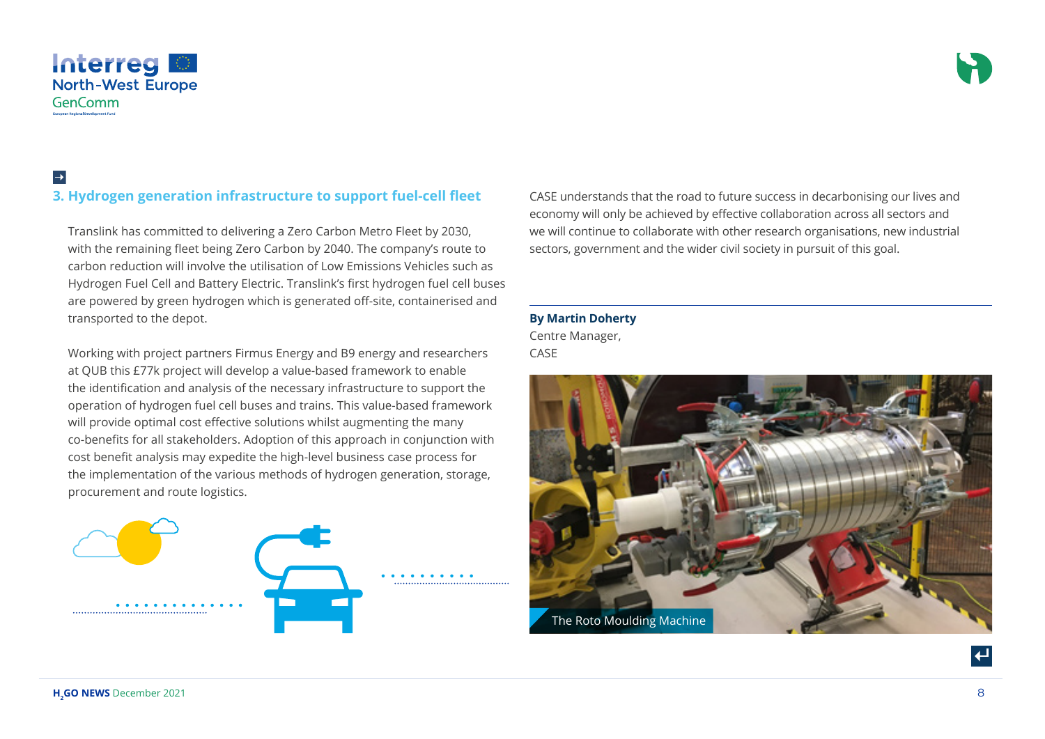## 3. Hydrogen generation infrastructure to support fuel-cell fleet

Translink has committed to delivering a Zero Carbon Metro Fleet by 2030, with the remaining fleet being Zero Carbon by 2040. The company's route to carbon reduction will involve the utilisation of Low Emissions Vehicles such as Hydrogen Fuel Cell and Battery Electric. Translink's first hydrogen fuel cell buses are powered by green hydrogen which is generated off-site, containerised and transported to the depot.

Working with project partners Firmus Energy and B9 energy and researchers at QUB this £77k project will develop a value-based framework to enable the identification and analysis of the necessary infrastructure to support the operation of hydrogen fuel cell buses and trains. This value-based framework will provide optimal cost effective solutions whilst augmenting the many co-benefits for all stakeholders. Adoption of this approach in conjunction with cost benefit analysis may expedite the high-level business case process for the implementation of the various methods of hydrogen generation, storage, procurement and route logistics.

CASE understands that the road to future success in decarbonising our lives and economy will only be achieved by effective collaboration across all sectors and we will continue to collaborate with other research organisations, new industrial sectors, government and the wider civil society in pursuit of this goal.

---

**By Martin Doherty**
Centre Manager,
CASE

The Roto Moulding Machine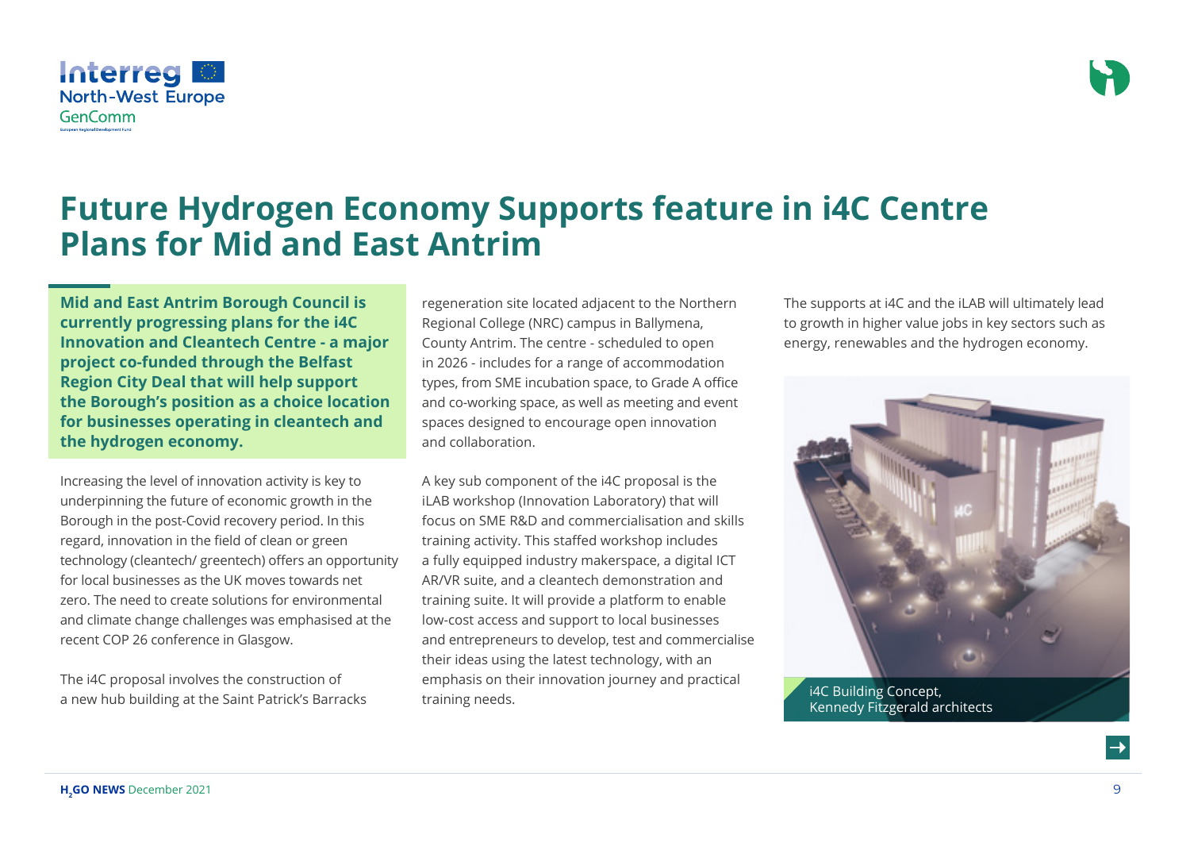# Future Hydrogen Economy Supports feature in i4C Centre Plans for Mid and East Antrim

**Mid and East Antrim Borough Council is currently progressing plans for the i4C Innovation and Cleantech Centre - a major project co-funded through the Belfast Region City Deal that will help support the Borough's position as a choice location for businesses operating in cleantech and the hydrogen economy.**

Increasing the level of innovation activity is key to underpinning the future of economic growth in the Borough in the post-Covid recovery period. In this regard, innovation in the field of clean or green technology (cleantech/ greentech) offers an opportunity for local businesses as the UK moves towards net zero. The need to create solutions for environmental and climate change challenges was emphasised at the recent COP 26 conference in Glasgow.

The i4C proposal involves the construction of a new hub building at the Saint Patrick's Barracks regeneration site located adjacent to the Northern Regional College (NRC) campus in Ballymena, County Antrim. The centre - scheduled to open in 2026 - includes for a range of accommodation types, from SME incubation space, to Grade A office and co-working space, as well as meeting and event spaces designed to encourage open innovation and collaboration.

A key sub component of the i4C proposal is the iLAB workshop (Innovation Laboratory) that will focus on SME R&D and commercialisation and skills training activity. This staffed workshop includes a fully equipped industry makerspace, a digital ICT AR/VR suite, and a cleantech demonstration and training suite. It will provide a platform to enable low-cost access and support to local businesses and entrepreneurs to develop, test and commercialise their ideas using the latest technology, with an emphasis on their innovation journey and practical training needs.

The supports at i4C and the iLAB will ultimately lead to growth in higher value jobs in key sectors such as energy, renewables and the hydrogen economy.

i4C Building Concept, Kennedy Fitzgerald architects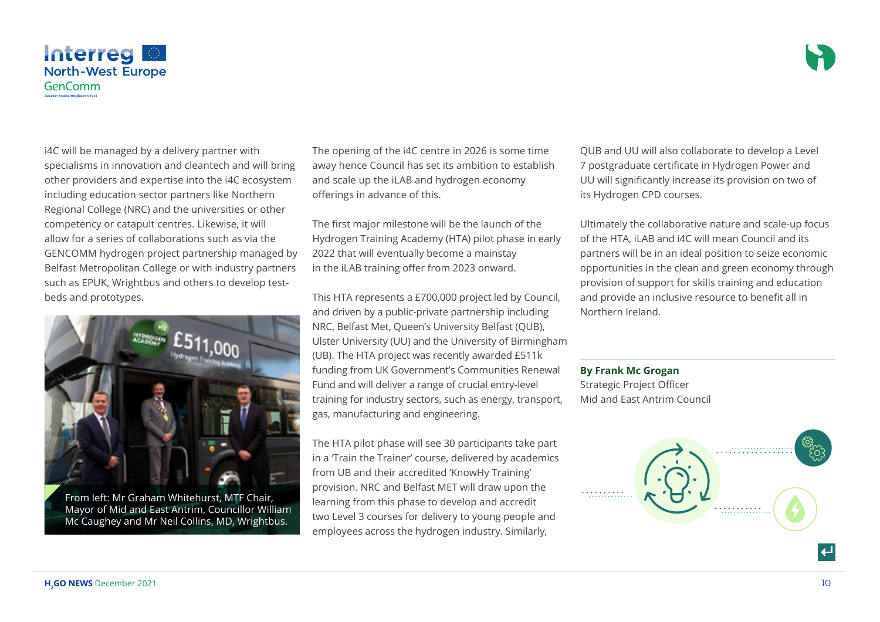i4C will be managed by a delivery partner with specialisms in innovation and cleantech and will bring other providers and expertise into the i4C ecosystem including education sector partners like Northern Regional College (NRC) and the universities or other competency or catapult centres. Likewise, it will allow for a series of collaborations such as via the GENCOMM hydrogen project partnership managed by Belfast Metropolitan College or with industry partners such as EPUK, Wrightbus and others to develop test-beds and prototypes.

From left: Mr Graham Whitehurst, MTF Chair, Mayor of Mid and East Antrim, Councillor William Mc Caughey and Mr Neil Collins, MD, Wrightbus.

The opening of the i4C centre in 2026 is some time away hence Council has set its ambition to establish and scale up the iLAB and hydrogen economy offerings in advance of this.

The first major milestone will be the launch of the Hydrogen Training Academy (HTA) pilot phase in early 2022 that will eventually become a mainstay in the iLAB training offer from 2023 onward.

This HTA represents a £700,000 project led by Council, and driven by a public-private partnership including NRC, Belfast Met, Queen's University Belfast (QUB), Ulster University (UU) and the University of Birmingham (UB). The HTA project was recently awarded £511k funding from UK Government's Communities Renewal Fund and will deliver a range of crucial entry-level training for industry sectors, such as energy, transport, gas, manufacturing and engineering.

The HTA pilot phase will see 30 participants take part in a 'Train the Trainer' course, delivered by academics from UB and their accredited 'KnowHy Training' provision. NRC and Belfast MET will draw upon the learning from this phase to develop and accredit two Level 3 courses for delivery to young people and employees across the hydrogen industry. Similarly, QUB and UU will also collaborate to develop a Level 7 postgraduate certificate in Hydrogen Power and UU will significantly increase its provision on two of its Hydrogen CPD courses.

Ultimately the collaborative nature and scale-up focus of the HTA, iLAB and i4C will mean Council and its partners will be in an ideal position to seize economic opportunities in the clean and green economy through provision of support for skills training and education and provide an inclusive resource to benefit all in Northern Ireland.

**By Frank Mc Grogan**
Strategic Project Officer
Mid and East Antrim Council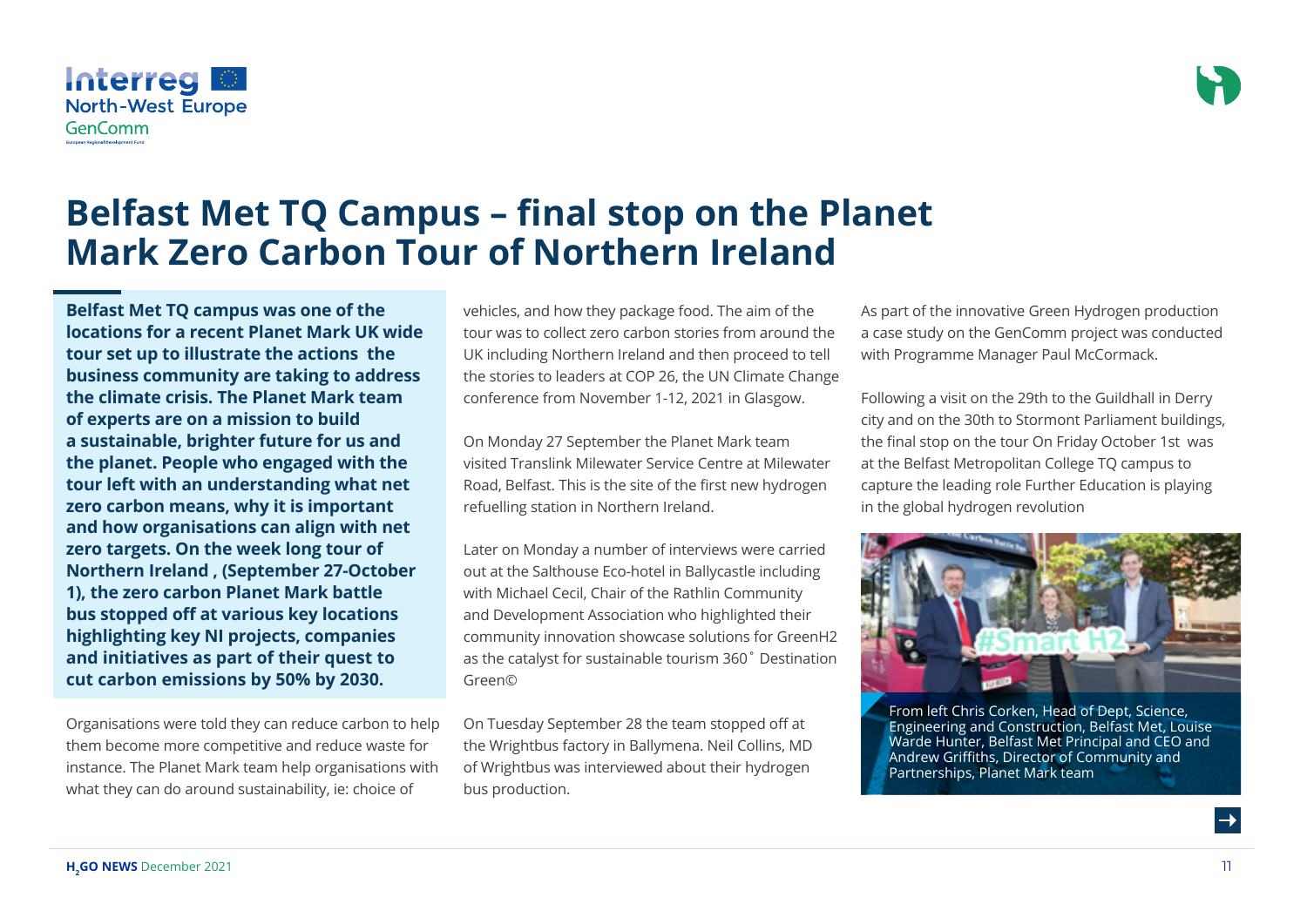// Belfast Met TQ Campus – final stop on the Planet Mark Zero Carbon Tour of Northern Ireland

# Belfast Met TQ Campus – final stop on the Planet Mark Zero Carbon Tour of Northern Ireland

**Belfast Met TQ campus was one of the locations for a recent Planet Mark UK wide tour set up to illustrate the actions the business community are taking to address the climate crisis. The Planet Mark team of experts are on a mission to build a sustainable, brighter future for us and the planet. People who engaged with the tour left with an understanding what net zero carbon means, why it is important and how organisations can align with net zero targets. On the week long tour of Northern Ireland , (September 27-October 1), the zero carbon Planet Mark battle bus stopped off at various key locations highlighting key NI projects, companies and initiatives as part of their quest to cut carbon emissions by 50% by 2030.**

Organisations were told they can reduce carbon to help them become more competitive and reduce waste for instance. The Planet Mark team help organisations with what they can do around sustainability, ie: choice of vehicles, and how they package food. The aim of the tour was to collect zero carbon stories from around the UK including Northern Ireland and then proceed to tell the stories to leaders at COP 26, the UN Climate Change conference from November 1-12, 2021 in Glasgow.

On Monday 27 September the Planet Mark team visited Translink Milewater Service Centre at Milewater Road, Belfast. This is the site of the first new hydrogen refuelling station in Northern Ireland.

Later on Monday a number of interviews were carried out at the Salthouse Eco-hotel in Ballycastle including with Michael Cecil, Chair of the Rathlin Community and Development Association who highlighted their community innovation showcase solutions for GreenH2 as the catalyst for sustainable tourism 360˚ Destination Green©

On Tuesday September 28 the team stopped off at the Wrightbus factory in Ballymena. Neil Collins, MD of Wrightbus was interviewed about their hydrogen bus production.

As part of the innovative Green Hydrogen production a case study on the GenComm project was conducted with Programme Manager Paul McCormack.

Following a visit on the 29th to the Guildhall in Derry city and on the 30th to Stormont Parliament buildings, the final stop on the tour On Friday October 1st was at the Belfast Metropolitan College TQ campus to capture the leading role Further Education is playing in the global hydrogen revolution

From left Chris Corken, Head of Dept, Science, Engineering and Construction, Belfast Met, Louise Warde Hunter, Belfast Met Principal and CEO and Andrew Griffiths, Director of Community and Partnerships, Planet Mark team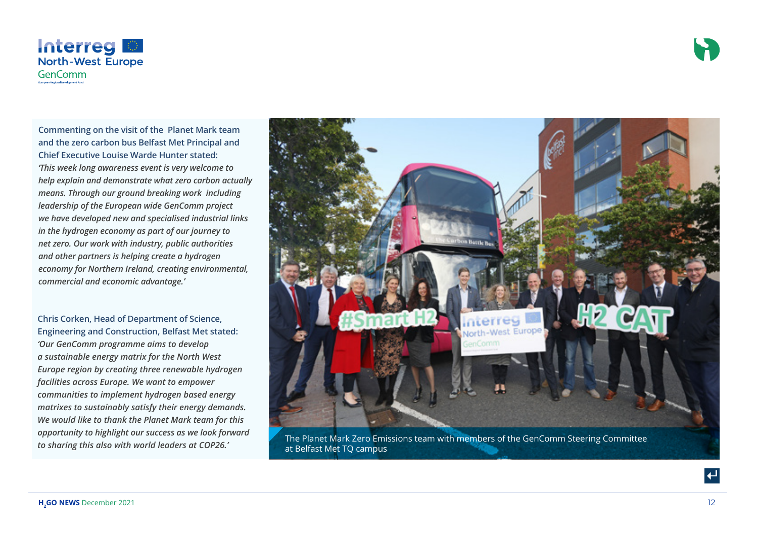Commenting on the visit of the Planet Mark team and the zero carbon bus Belfast Met Principal and Chief Executive Louise Warde Hunter stated: *'This week long awareness event is very welcome to help explain and demonstrate what zero carbon actually means. Through our ground breaking work including leadership of the European wide GenComm project we have developed new and specialised industrial links in the hydrogen economy as part of our journey to net zero. Our work with industry, public authorities and other partners is helping create a hydrogen economy for Northern Ireland, creating environmental, commercial and economic advantage.'*

Chris Corken, Head of Department of Science, Engineering and Construction, Belfast Met stated: *'Our GenComm programme aims to develop a sustainable energy matrix for the North West Europe region by creating three renewable hydrogen facilities across Europe. We want to empower communities to implement hydrogen based energy matrixes to sustainably satisfy their energy demands. We would like to thank the Planet Mark team for this opportunity to highlight our success as we look forward to sharing this also with world leaders at COP26.'*

The Planet Mark Zero Emissions team with members of the GenComm Steering Committee at Belfast Met TQ campus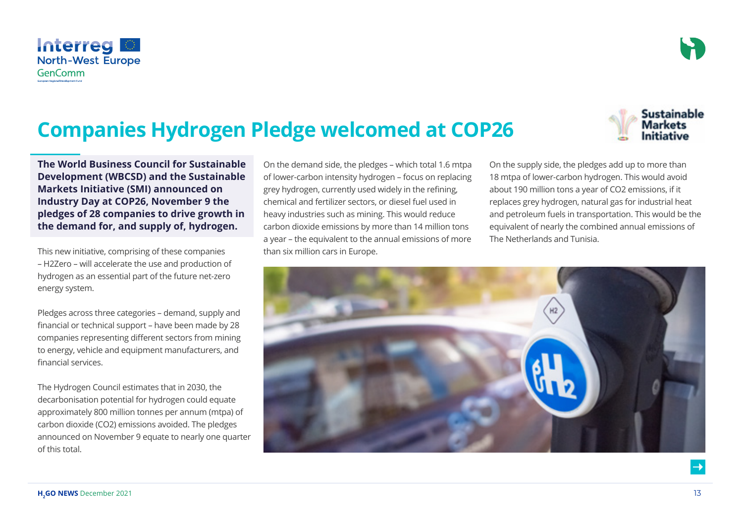# Companies Hydrogen Pledge welcomed at COP26

**The World Business Council for Sustainable Development (WBCSD) and the Sustainable Markets Initiative (SMI) announced on Industry Day at COP26, November 9 the pledges of 28 companies to drive growth in the demand for, and supply of, hydrogen.**

This new initiative, comprising of these companies – H2Zero – will accelerate the use and production of hydrogen as an essential part of the future net-zero energy system.

Pledges across three categories – demand, supply and financial or technical support – have been made by 28 companies representing different sectors from mining to energy, vehicle and equipment manufacturers, and financial services.

The Hydrogen Council estimates that in 2030, the decarbonisation potential for hydrogen could equate approximately 800 million tonnes per annum (mtpa) of carbon dioxide ($CO_2$) emissions avoided. The pledges announced on November 9 equate to nearly one quarter of this total.

On the demand side, the pledges – which total 1.6 mtpa of lower-carbon intensity hydrogen – focus on replacing grey hydrogen, currently used widely in the refining, chemical and fertilizer sectors, or diesel fuel used in heavy industries such as mining. This would reduce carbon dioxide emissions by more than 14 million tons a year – the equivalent to the annual emissions of more than six million cars in Europe.

On the supply side, the pledges add up to more than 18 mtpa of lower-carbon hydrogen. This would avoid about 190 million tons a year of $CO_2$ emissions, if it replaces grey hydrogen, natural gas for industrial heat and petroleum fuels in transportation. This would be the equivalent of nearly the combined annual emissions of The Netherlands and Tunisia.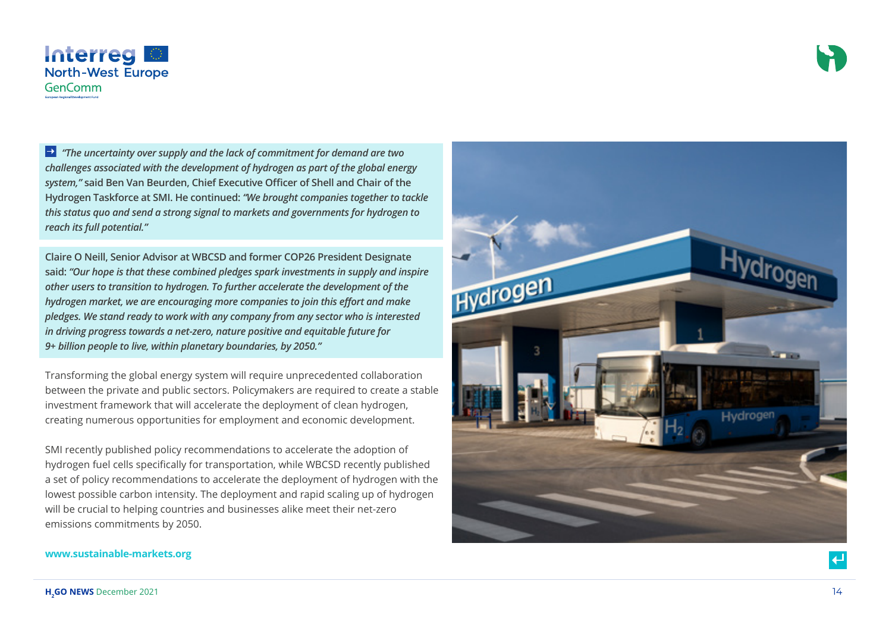→ *"The uncertainty over supply and the lack of commitment for demand are two challenges associated with the development of hydrogen as part of the global energy system,"* said Ben Van Beurden, Chief Executive Officer of Shell and Chair of the Hydrogen Taskforce at SMI. He continued: *"We brought companies together to tackle this status quo and send a strong signal to markets and governments for hydrogen to reach its full potential."*

Claire O Neill, Senior Advisor at WBCSD and former COP26 President Designate said: *"Our hope is that these combined pledges spark investments in supply and inspire other users to transition to hydrogen. To further accelerate the development of the hydrogen market, we are encouraging more companies to join this effort and make pledges. We stand ready to work with any company from any sector who is interested in driving progress towards a net-zero, nature positive and equitable future for 9+ billion people to live, within planetary boundaries, by 2050."*

Transforming the global energy system will require unprecedented collaboration between the private and public sectors. Policymakers are required to create a stable investment framework that will accelerate the deployment of clean hydrogen, creating numerous opportunities for employment and economic development.

SMI recently published policy recommendations to accelerate the adoption of hydrogen fuel cells specifically for transportation, while WBCSD recently published a set of policy recommendations to accelerate the deployment of hydrogen with the lowest possible carbon intensity. The deployment and rapid scaling up of hydrogen will be crucial to helping countries and businesses alike meet their net-zero emissions commitments by 2050.

**www.sustainable-markets.org**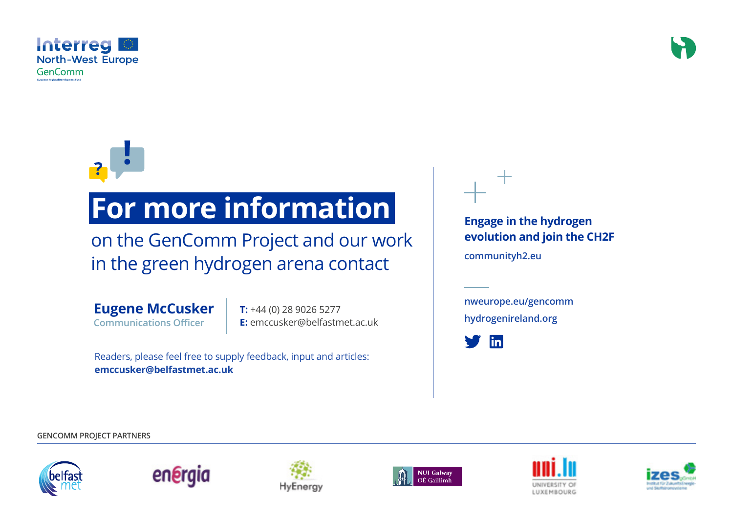Interreg North-West Europe GenComm

European Regional Development Fund

# For more information

on the GenComm Project and our work in the green hydrogen arena contact

**Eugene McCusker**
Communications Officer

**T:** +44 (0) 28 9026 5277
**E:** emccusker@belfastmet.ac.uk

Readers, please feel free to supply feedback, input and articles:
**emccusker@belfastmet.ac.uk**

**Engage in the hydrogen evolution and join the CH2F**

communityh2.eu

nweurope.eu/gencomm

hydrogenireland.org

GENCOMM PROJECT PARTNERS

belfast met · energia · HyEnergy · NUI Galway OÉ Gaillimh · UNIVERSITY OF LUXEMBOURG · izes gGmbH